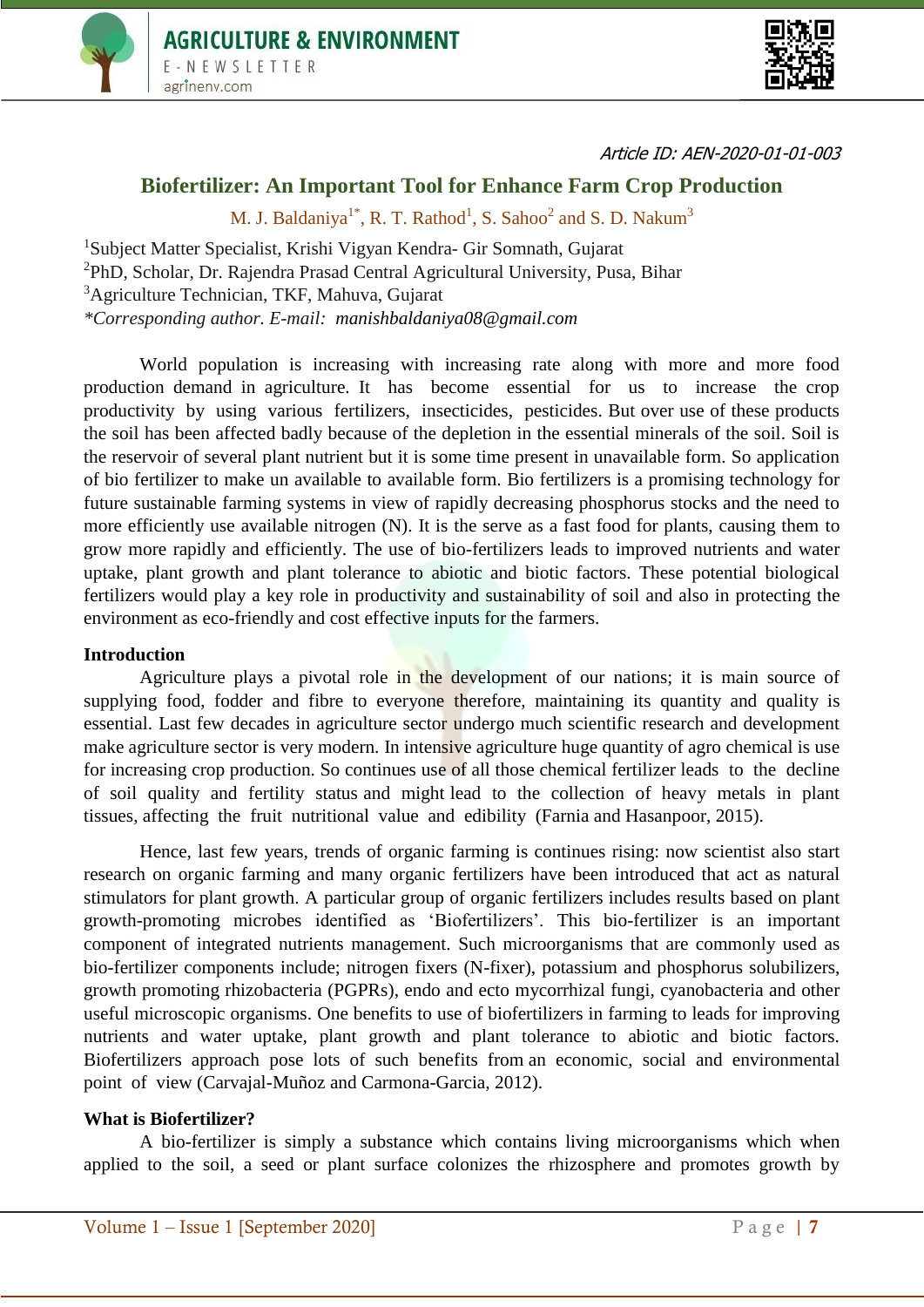Article ID: AEN-2020-01-01-003

# Biofertilizer: An Important Tool for Enhance Farm Crop Production

M. J. Baldaniya[1*], R. T. Rathod[1], S. Sahoo[2] and S. D. Nakum[3]

[1]Subject Matter Specialist, Krishi Vigyan Kendra- Gir Somnath, Gujarat
[2]PhD, Scholar, Dr. Rajendra Prasad Central Agricultural University, Pusa, Bihar
[3]Agriculture Technician, TKF, Mahuva, Gujarat
*Corresponding author. E-mail: manishbaldaniya08@gmail.com*

World population is increasing with increasing rate along with more and more food production demand in agriculture. It has become essential for us to increase the crop productivity by using various fertilizers, insecticides, pesticides. But over use of these products the soil has been affected badly because of the depletion in the essential minerals of the soil. Soil is the reservoir of several plant nutrient but it is some time present in unavailable form. So application of bio fertilizer to make un available to available form. Bio fertilizers is a promising technology for future sustainable farming systems in view of rapidly decreasing phosphorus stocks and the need to more efficiently use available nitrogen (N). It is the serve as a fast food for plants, causing them to grow more rapidly and efficiently. The use of bio-fertilizers leads to improved nutrients and water uptake, plant growth and plant tolerance to abiotic and biotic factors. These potential biological fertilizers would play a key role in productivity and sustainability of soil and also in protecting the environment as eco-friendly and cost effective inputs for the farmers.

## Introduction

Agriculture plays a pivotal role in the development of our nations; it is main source of supplying food, fodder and fibre to everyone therefore, maintaining its quantity and quality is essential. Last few decades in agriculture sector undergo much scientific research and development make agriculture sector is very modern. In intensive agriculture huge quantity of agro chemical is use for increasing crop production. So continues use of all those chemical fertilizer leads to the decline of soil quality and fertility status and might lead to the collection of heavy metals in plant tissues, affecting the fruit nutritional value and edibility (Farnia and Hasanpoor, 2015).

Hence, last few years, trends of organic farming is continues rising: now scientist also start research on organic farming and many organic fertilizers have been introduced that act as natural stimulators for plant growth. A particular group of organic fertilizers includes results based on plant growth-promoting microbes identified as 'Biofertilizers'. This bio-fertilizer is an important component of integrated nutrients management. Such microorganisms that are commonly used as bio-fertilizer components include; nitrogen fixers (N-fixer), potassium and phosphorus solubilizers, growth promoting rhizobacteria (PGPRs), endo and ecto mycorrhizal fungi, cyanobacteria and other useful microscopic organisms. One benefits to use of biofertilizers in farming to leads for improving nutrients and water uptake, plant growth and plant tolerance to abiotic and biotic factors. Biofertilizers approach pose lots of such benefits from an economic, social and environmental point of view (Carvajal-Muñoz and Carmona-Garcia, 2012).

## What is Biofertilizer?

A bio-fertilizer is simply a substance which contains living microorganisms which when applied to the soil, a seed or plant surface colonizes the rhizosphere and promotes growth by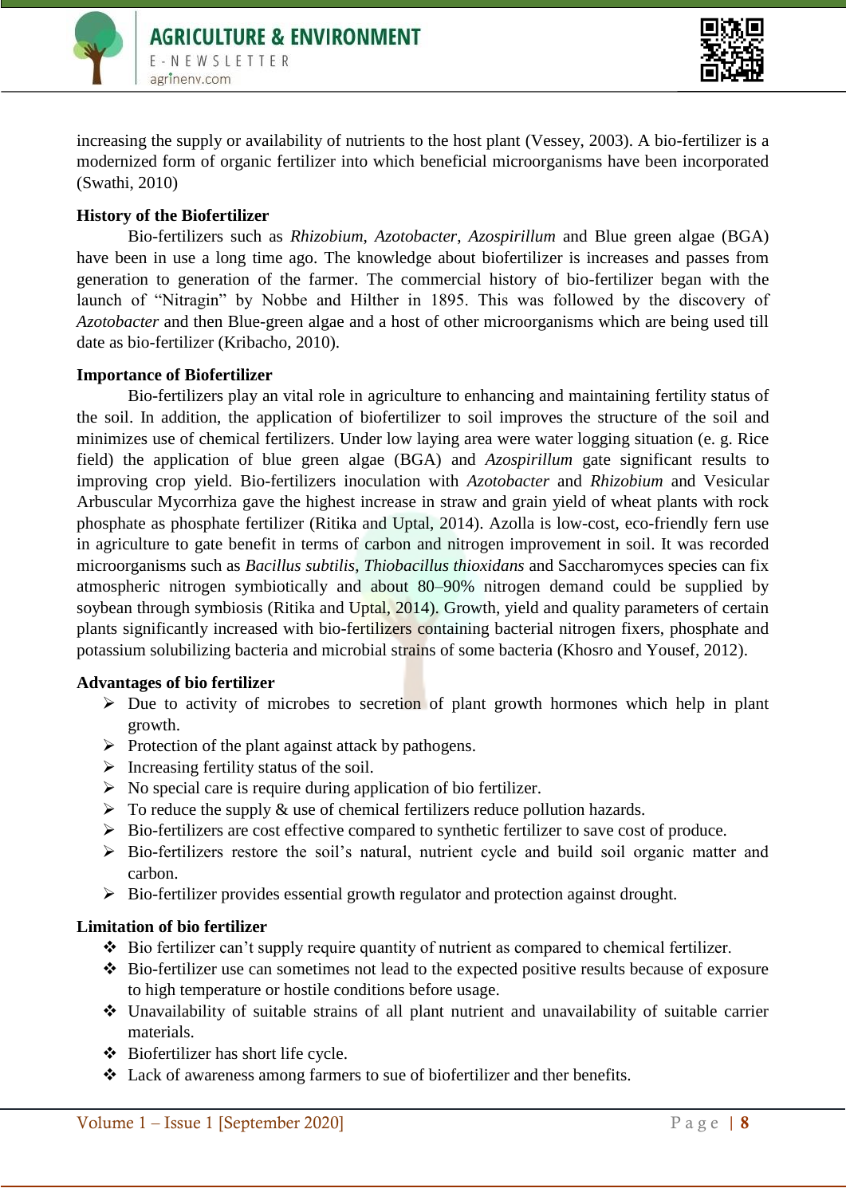increasing the supply or availability of nutrients to the host plant (Vessey, 2003). A bio-fertilizer is a modernized form of organic fertilizer into which beneficial microorganisms have been incorporated (Swathi, 2010)

**History of the Biofertilizer**

Bio-fertilizers such as *Rhizobium*, *Azotobacter*, *Azospirillum* and Blue green algae (BGA) have been in use a long time ago. The knowledge about biofertilizer is increases and passes from generation to generation of the farmer. The commercial history of bio-fertilizer began with the launch of "Nitragin" by Nobbe and Hilther in 1895. This was followed by the discovery of *Azotobacter* and then Blue-green algae and a host of other microorganisms which are being used till date as bio-fertilizer (Kribacho, 2010).

**Importance of Biofertilizer**

Bio-fertilizers play an vital role in agriculture to enhancing and maintaining fertility status of the soil. In addition, the application of biofertilizer to soil improves the structure of the soil and minimizes use of chemical fertilizers. Under low laying area were water logging situation (e. g. Rice field) the application of blue green algae (BGA) and *Azospirillum* gate significant results to improving crop yield. Bio-fertilizers inoculation with *Azotobacter* and *Rhizobium* and Vesicular Arbuscular Mycorrhiza gave the highest increase in straw and grain yield of wheat plants with rock phosphate as phosphate fertilizer (Ritika and Uptal, 2014). Azolla is low-cost, eco-friendly fern use in agriculture to gate benefit in terms of carbon and nitrogen improvement in soil. It was recorded microorganisms such as *Bacillus subtilis*, *Thiobacillus thioxidans* and Saccharomyces species can fix atmospheric nitrogen symbiotically and about 80–90% nitrogen demand could be supplied by soybean through symbiosis (Ritika and Uptal, 2014). Growth, yield and quality parameters of certain plants significantly increased with bio-fertilizers containing bacterial nitrogen fixers, phosphate and potassium solubilizing bacteria and microbial strains of some bacteria (Khosro and Yousef, 2012).

**Advantages of bio fertilizer**

- Due to activity of microbes to secretion of plant growth hormones which help in plant growth.
- Protection of the plant against attack by pathogens.
- Increasing fertility status of the soil.
- No special care is require during application of bio fertilizer.
- To reduce the supply & use of chemical fertilizers reduce pollution hazards.
- Bio-fertilizers are cost effective compared to synthetic fertilizer to save cost of produce.
- Bio-fertilizers restore the soil's natural, nutrient cycle and build soil organic matter and carbon.
- Bio-fertilizer provides essential growth regulator and protection against drought.

**Limitation of bio fertilizer**

- Bio fertilizer can't supply require quantity of nutrient as compared to chemical fertilizer.
- Bio-fertilizer use can sometimes not lead to the expected positive results because of exposure to high temperature or hostile conditions before usage.
- Unavailability of suitable strains of all plant nutrient and unavailability of suitable carrier materials.
- Biofertilizer has short life cycle.
- Lack of awareness among farmers to sue of biofertilizer and ther benefits.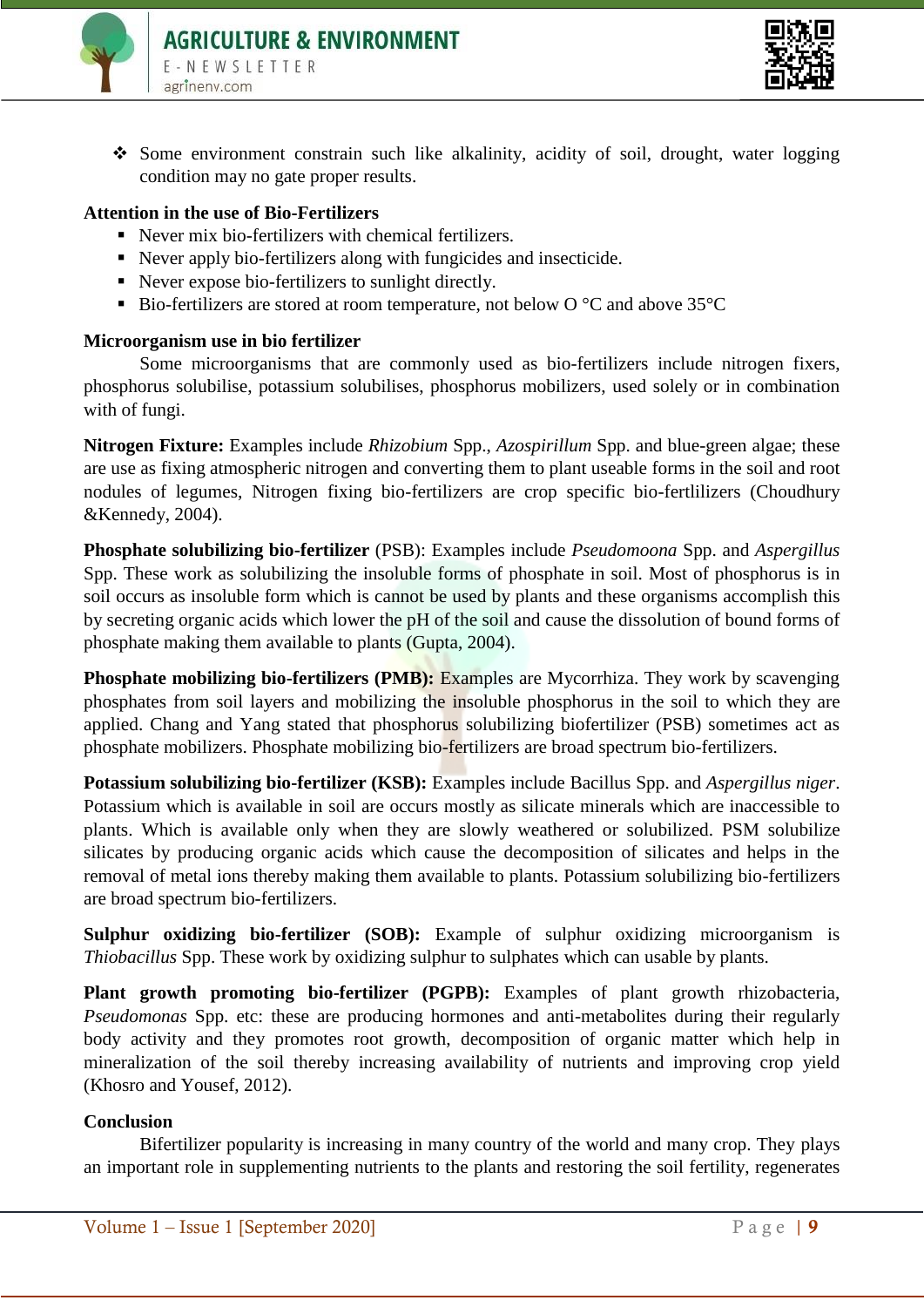- Some environment constrain such like alkalinity, acidity of soil, drought, water logging condition may no gate proper results.

**Attention in the use of Bio-Fertilizers**

- Never mix bio-fertilizers with chemical fertilizers.
- Never apply bio-fertilizers along with fungicides and insecticide.
- Never expose bio-fertilizers to sunlight directly.
- Bio-fertilizers are stored at room temperature, not below O °C and above 35°C

**Microorganism use in bio fertilizer**

Some microorganisms that are commonly used as bio-fertilizers include nitrogen fixers, phosphorus solubilise, potassium solubilises, phosphorus mobilizers, used solely or in combination with of fungi.

**Nitrogen Fixture:** Examples include *Rhizobium* Spp., *Azospirillum* Spp. and blue-green algae; these are use as fixing atmospheric nitrogen and converting them to plant useable forms in the soil and root nodules of legumes, Nitrogen fixing bio-fertilizers are crop specific bio-fertlilizers (Choudhury &Kennedy, 2004).

**Phosphate solubilizing bio-fertilizer** (PSB): Examples include *Pseudomoona* Spp. and *Aspergillus* Spp. These work as solubilizing the insoluble forms of phosphate in soil. Most of phosphorus is in soil occurs as insoluble form which is cannot be used by plants and these organisms accomplish this by secreting organic acids which lower the pH of the soil and cause the dissolution of bound forms of phosphate making them available to plants (Gupta, 2004).

**Phosphate mobilizing bio-fertilizers (PMB):** Examples are Mycorrhiza. They work by scavenging phosphates from soil layers and mobilizing the insoluble phosphorus in the soil to which they are applied. Chang and Yang stated that phosphorus solubilizing biofertilizer (PSB) sometimes act as phosphate mobilizers. Phosphate mobilizing bio-fertilizers are broad spectrum bio-fertilizers.

**Potassium solubilizing bio-fertilizer (KSB):** Examples include Bacillus Spp. and *Aspergillus niger*. Potassium which is available in soil are occurs mostly as silicate minerals which are inaccessible to plants. Which is available only when they are slowly weathered or solubilized. PSM solubilize silicates by producing organic acids which cause the decomposition of silicates and helps in the removal of metal ions thereby making them available to plants. Potassium solubilizing bio-fertilizers are broad spectrum bio-fertilizers.

**Sulphur oxidizing bio-fertilizer (SOB):** Example of sulphur oxidizing microorganism is *Thiobacillus* Spp. These work by oxidizing sulphur to sulphates which can usable by plants.

**Plant growth promoting bio-fertilizer (PGPB):** Examples of plant growth rhizobacteria, *Pseudomonas* Spp. etc: these are producing hormones and anti-metabolites during their regularly body activity and they promotes root growth, decomposition of organic matter which help in mineralization of the soil thereby increasing availability of nutrients and improving crop yield (Khosro and Yousef, 2012).

**Conclusion**

Bifertilizer popularity is increasing in many country of the world and many crop. They plays an important role in supplementing nutrients to the plants and restoring the soil fertility, regenerates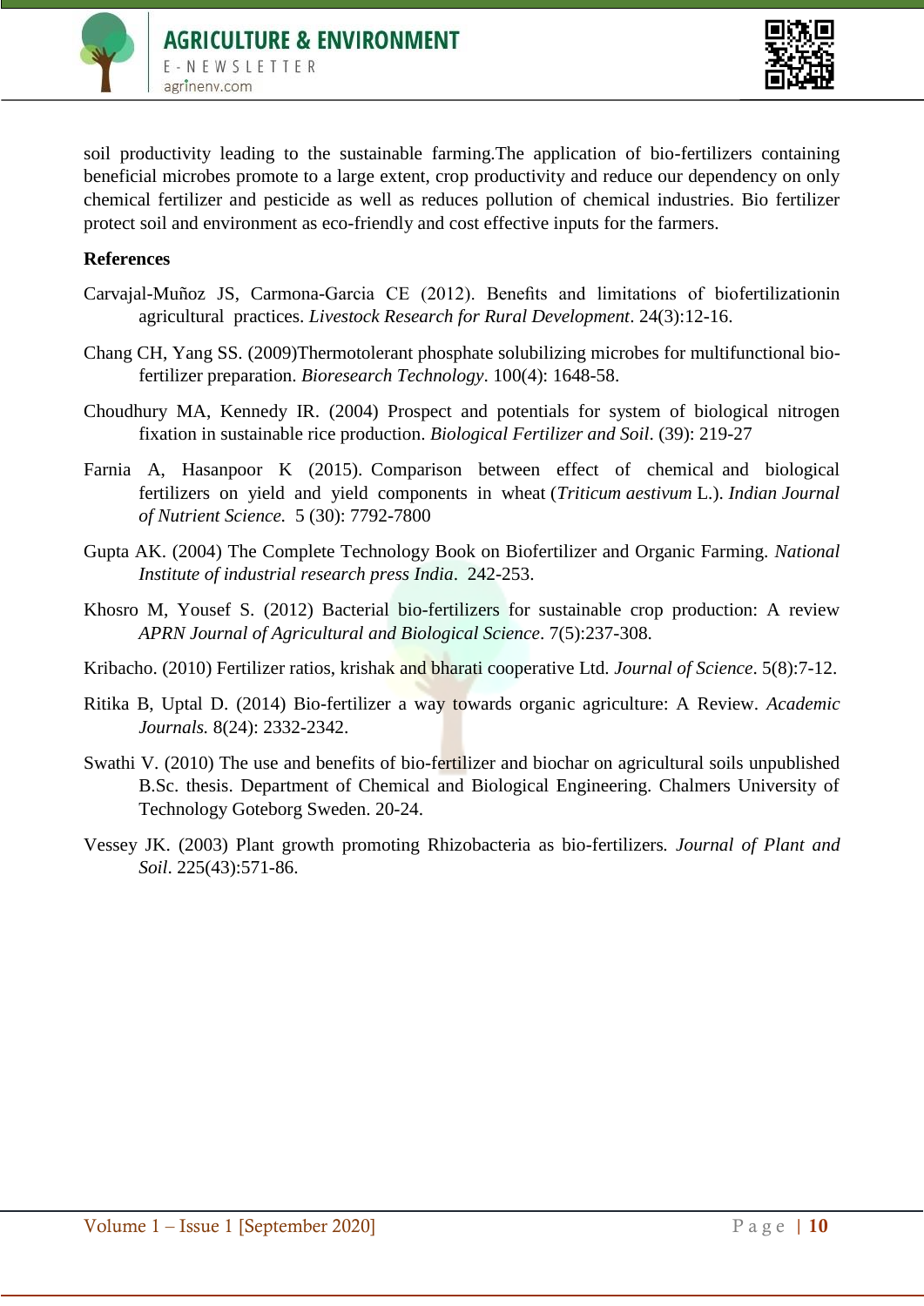soil productivity leading to the sustainable farming.The application of bio-fertilizers containing beneficial microbes promote to a large extent, crop productivity and reduce our dependency on only chemical fertilizer and pesticide as well as reduces pollution of chemical industries. Bio fertilizer protect soil and environment as eco-friendly and cost effective inputs for the farmers.

**References**

Carvajal-Muñoz JS, Carmona-Garcia CE (2012). Benefits and limitations of biofertilizationin agricultural practices. *Livestock Research for Rural Development*. 24(3):12-16.

Chang CH, Yang SS. (2009)Thermotolerant phosphate solubilizing microbes for multifunctional bio-fertilizer preparation. *Bioresearch Technology*. 100(4): 1648-58.

Choudhury MA, Kennedy IR. (2004) Prospect and potentials for system of biological nitrogen fixation in sustainable rice production. *Biological Fertilizer and Soil*. (39): 219-27

Farnia A, Hasanpoor K (2015). Comparison between effect of chemical and biological fertilizers on yield and yield components in wheat (*Triticum aestivum* L.). *Indian Journal of Nutrient Science.* 5 (30): 7792-7800

Gupta AK. (2004) The Complete Technology Book on Biofertilizer and Organic Farming. *National Institute of industrial research press India*. 242-253.

Khosro M, Yousef S. (2012) Bacterial bio-fertilizers for sustainable crop production: A review *APRN Journal of Agricultural and Biological Science*. 7(5):237-308.

Kribacho. (2010) Fertilizer ratios, krishak and bharati cooperative Ltd. *Journal of Science*. 5(8):7-12.

Ritika B, Uptal D. (2014) Bio-fertilizer a way towards organic agriculture: A Review. *Academic Journals.* 8(24): 2332-2342.

Swathi V. (2010) The use and benefits of bio-fertilizer and biochar on agricultural soils unpublished B.Sc. thesis. Department of Chemical and Biological Engineering. Chalmers University of Technology Goteborg Sweden. 20-24.

Vessey JK. (2003) Plant growth promoting Rhizobacteria as bio-fertilizers. *Journal of Plant and Soil*. 225(43):571-86.